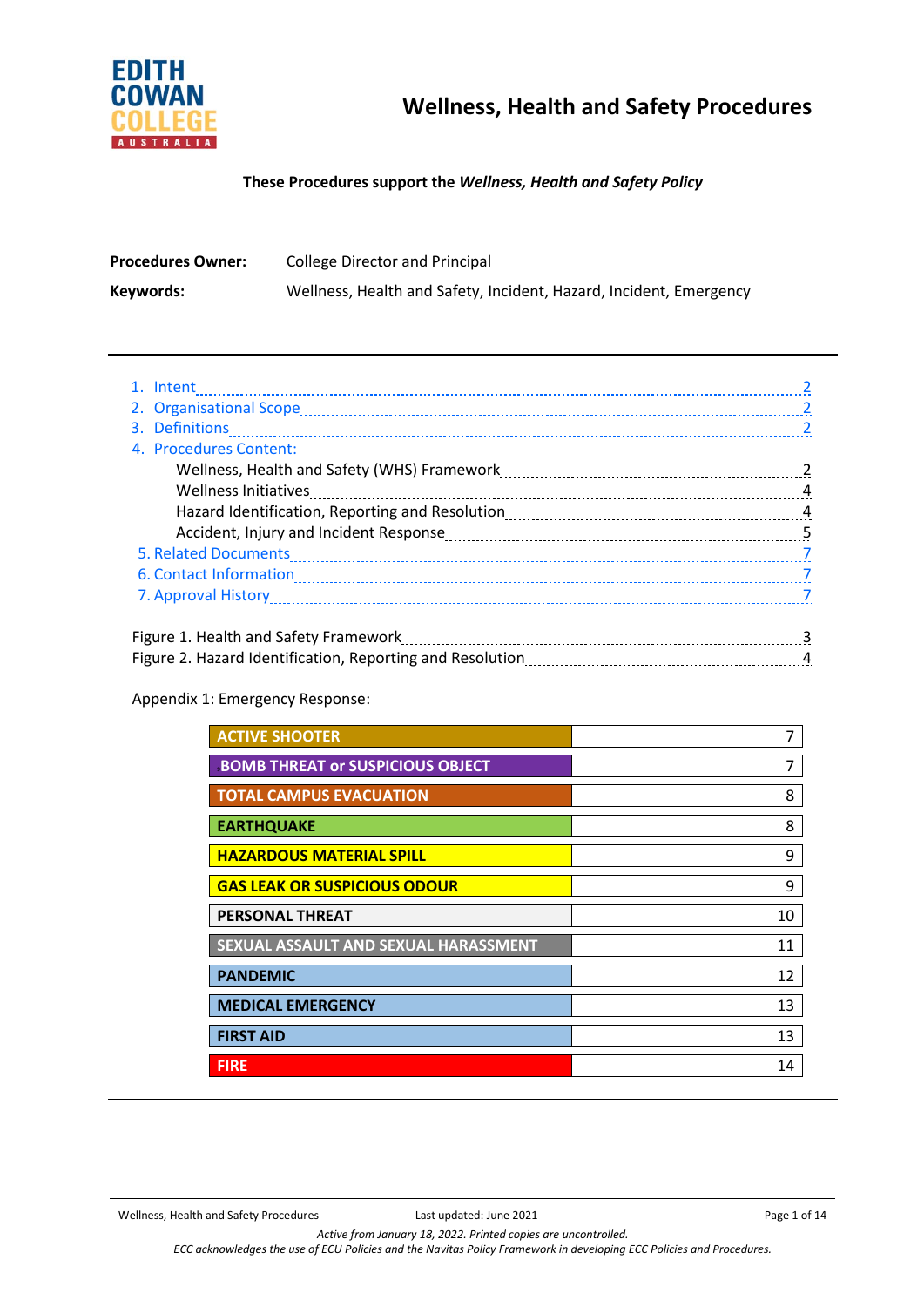# Wellness, Health and Safety Procedures

**These Procedures support the *Wellness, Health and Safety Policy***

**Procedures Owner:** College Director and Principal

**Keywords:** Wellness, Health and Safety, Incident, Hazard, Incident, Emergency

---

1. Intent ........ 2
2. Organisational Scope ........ 2
3. Definitions ........ 2
4. Procedures Content:
   - Wellness, Health and Safety (WHS) Framework ........ 2
   - Wellness Initiatives ........ 4
   - Hazard Identification, Reporting and Resolution ........ 4
   - Accident, Injury and Incident Response ........ 5
5. Related Documents ........ 7
6. Contact Information ........ 7
7. Approval History ........ 7

Figure 1. Health and Safety Framework ........ 3
Figure 2. Hazard Identification, Reporting and Resolution ........ 4

Appendix 1: Emergency Response:

| | |
|---|---|
| **ACTIVE SHOOTER** | 7 |
| **BOMB THREAT or SUSPICIOUS OBJECT** | 7 |
| **TOTAL CAMPUS EVACUATION** | 8 |
| **EARTHQUAKE** | 8 |
| **HAZARDOUS MATERIAL SPILL** | 9 |
| **GAS LEAK OR SUSPICIOUS ODOUR** | 9 |
| **PERSONAL THREAT** | 10 |
| **SEXUAL ASSAULT AND SEXUAL HARASSMENT** | 11 |
| **PANDEMIC** | 12 |
| **MEDICAL EMERGENCY** | 13 |
| **FIRST AID** | 13 |
| **FIRE** | 14 |

---

*Active from January 18, 2022. Printed copies are uncontrolled.*
*ECC acknowledges the use of ECU Policies and the Navitas Policy Framework in developing ECC Policies and Procedures.*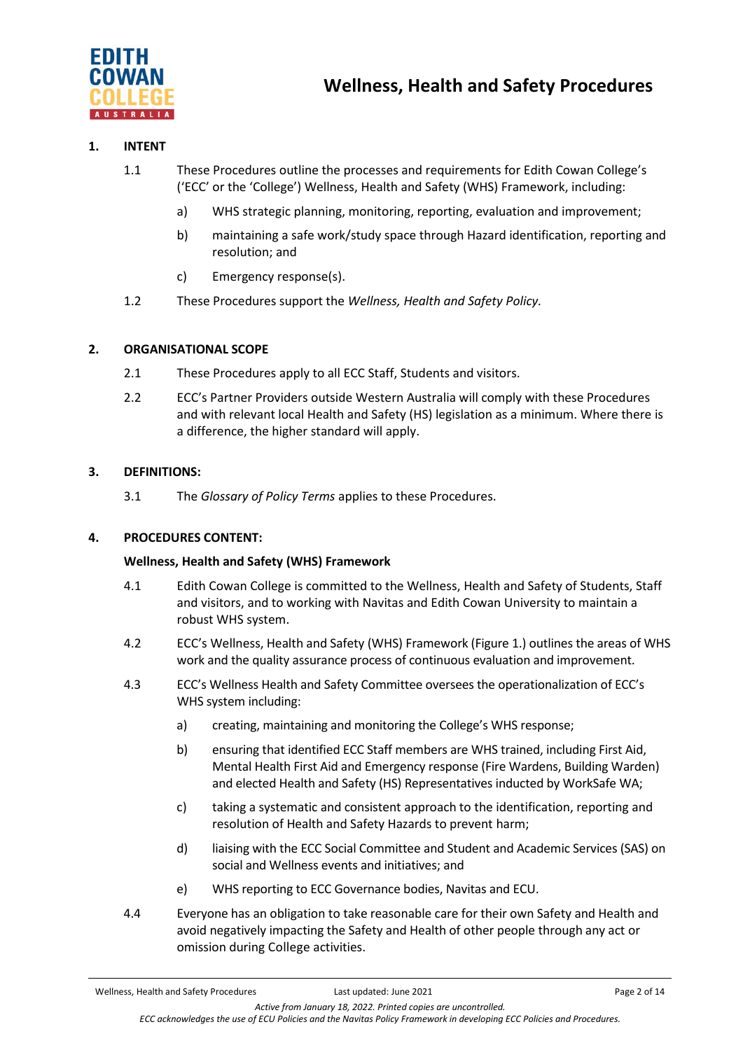# Wellness, Health and Safety Procedures

## 1. INTENT

1.1 These Procedures outline the processes and requirements for Edith Cowan College's ('ECC' or the 'College') Wellness, Health and Safety (WHS) Framework, including:

a) WHS strategic planning, monitoring, reporting, evaluation and improvement;

b) maintaining a safe work/study space through Hazard identification, reporting and resolution; and

c) Emergency response(s).

1.2 These Procedures support the *Wellness, Health and Safety Policy.*

## 2. ORGANISATIONAL SCOPE

2.1 These Procedures apply to all ECC Staff, Students and visitors.

2.2 ECC's Partner Providers outside Western Australia will comply with these Procedures and with relevant local Health and Safety (HS) legislation as a minimum. Where there is a difference, the higher standard will apply.

## 3. DEFINITIONS:

3.1 The *Glossary of Policy Terms* applies to these Procedures.

## 4. PROCEDURES CONTENT:

### Wellness, Health and Safety (WHS) Framework

4.1 Edith Cowan College is committed to the Wellness, Health and Safety of Students, Staff and visitors, and to working with Navitas and Edith Cowan University to maintain a robust WHS system.

4.2 ECC's Wellness, Health and Safety (WHS) Framework (Figure 1.) outlines the areas of WHS work and the quality assurance process of continuous evaluation and improvement.

4.3 ECC's Wellness Health and Safety Committee oversees the operationalization of ECC's WHS system including:

a) creating, maintaining and monitoring the College's WHS response;

b) ensuring that identified ECC Staff members are WHS trained, including First Aid, Mental Health First Aid and Emergency response (Fire Wardens, Building Warden) and elected Health and Safety (HS) Representatives inducted by WorkSafe WA;

c) taking a systematic and consistent approach to the identification, reporting and resolution of Health and Safety Hazards to prevent harm;

d) liaising with the ECC Social Committee and Student and Academic Services (SAS) on social and Wellness events and initiatives; and

e) WHS reporting to ECC Governance bodies, Navitas and ECU.

4.4 Everyone has an obligation to take reasonable care for their own Safety and Health and avoid negatively impacting the Safety and Health of other people through any act or omission during College activities.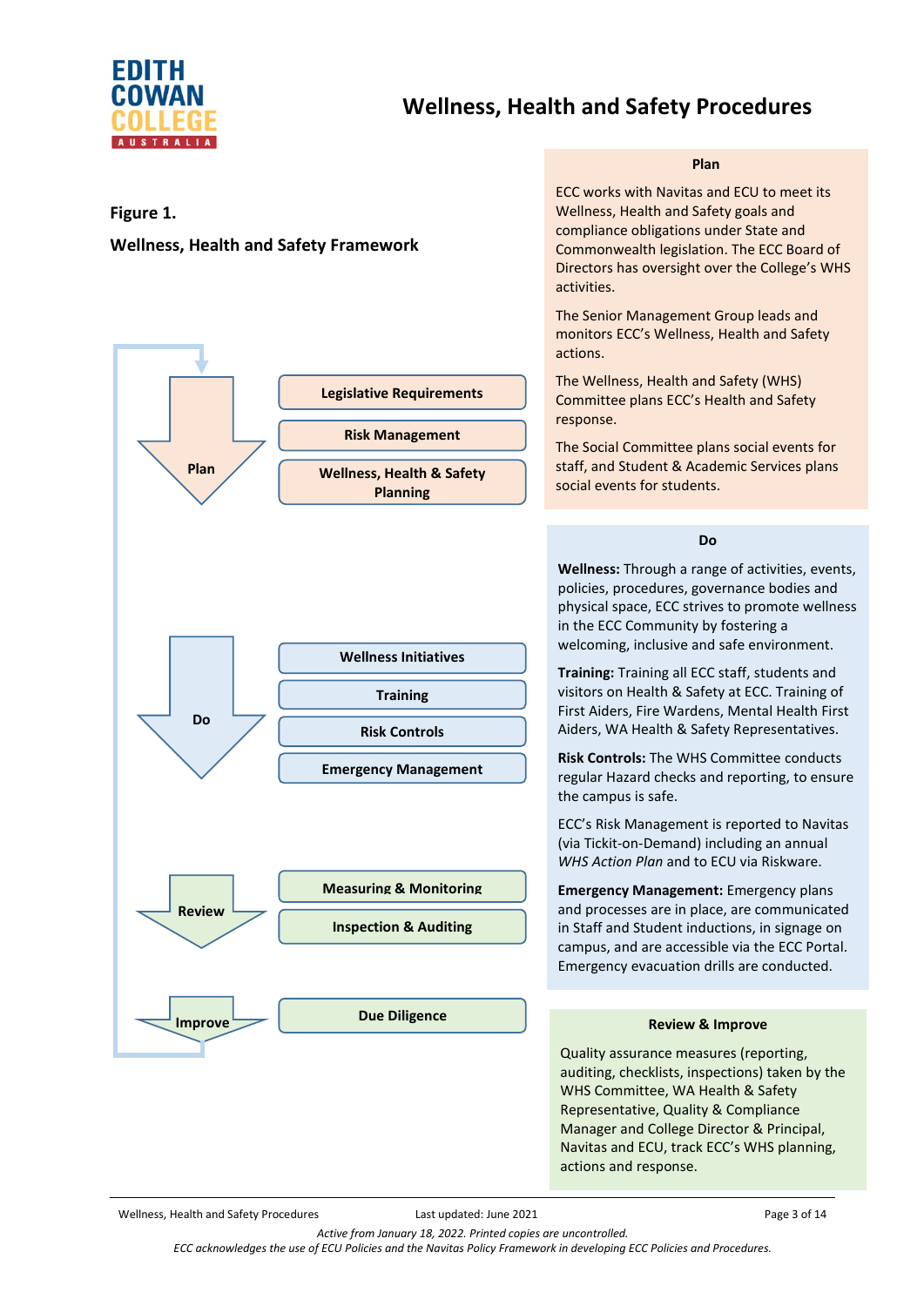## Figure 1.

## Wellness, Health and Safety Framework

**Plan**
- Legislative Requirements
- Risk Management
- Wellness, Health & Safety Planning

**Do**
- Wellness Initiatives
- Training
- Risk Controls
- Emergency Management

**Review**
- Measuring & Monitoring
- Inspection & Auditing

**Improve**
- Due Diligence

### Plan

ECC works with Navitas and ECU to meet its Wellness, Health and Safety goals and compliance obligations under State and Commonwealth legislation. The ECC Board of Directors has oversight over the College's WHS activities.

The Senior Management Group leads and monitors ECC's Wellness, Health and Safety actions.

The Wellness, Health and Safety (WHS) Committee plans ECC's Health and Safety response.

The Social Committee plans social events for staff, and Student & Academic Services plans social events for students.

### Do

**Wellness:** Through a range of activities, events, policies, procedures, governance bodies and physical space, ECC strives to promote wellness in the ECC Community by fostering a welcoming, inclusive and safe environment.

**Training:** Training all ECC staff, students and visitors on Health & Safety at ECC. Training of First Aiders, Fire Wardens, Mental Health First Aiders, WA Health & Safety Representatives.

**Risk Controls:** The WHS Committee conducts regular Hazard checks and reporting, to ensure the campus is safe.

ECC's Risk Management is reported to Navitas (via Tickit-on-Demand) including an annual *WHS Action Plan* and to ECU via Riskware.

**Emergency Management:** Emergency plans and processes are in place, are communicated in Staff and Student inductions, in signage on campus, and are accessible via the ECC Portal. Emergency evacuation drills are conducted.

### Review & Improve

Quality assurance measures (reporting, auditing, checklists, inspections) taken by the WHS Committee, WA Health & Safety Representative, Quality & Compliance Manager and College Director & Principal, Navitas and ECU, track ECC's WHS planning, actions and response.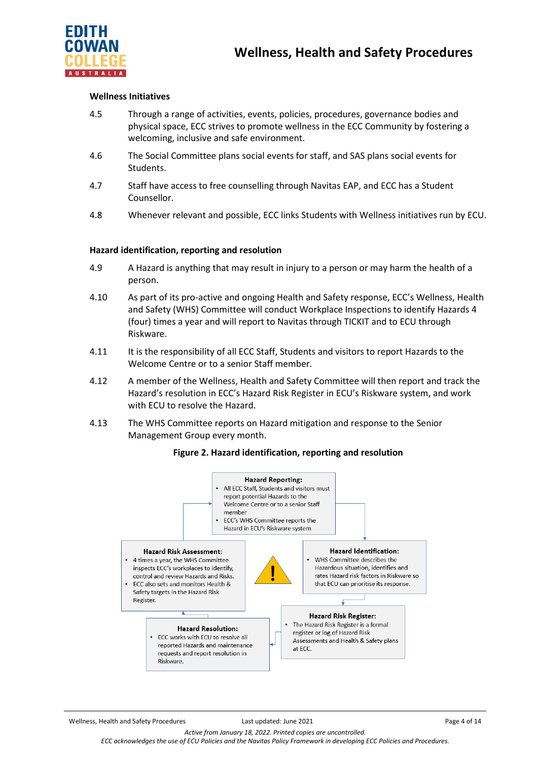### Wellness Initiatives

4.5 Through a range of activities, events, policies, procedures, governance bodies and physical space, ECC strives to promote wellness in the ECC Community by fostering a welcoming, inclusive and safe environment.

4.6 The Social Committee plans social events for staff, and SAS plans social events for Students.

4.7 Staff have access to free counselling through Navitas EAP, and ECC has a Student Counsellor.

4.8 Whenever relevant and possible, ECC links Students with Wellness initiatives run by ECU.

### Hazard identification, reporting and resolution

4.9 A Hazard is anything that may result in injury to a person or may harm the health of a person.

4.10 As part of its pro-active and ongoing Health and Safety response, ECC's Wellness, Health and Safety (WHS) Committee will conduct Workplace Inspections to identify Hazards 4 (four) times a year and will report to Navitas through TICKIT and to ECU through Riskware.

4.11 It is the responsibility of all ECC Staff, Students and visitors to report Hazards to the Welcome Centre or to a senior Staff member.

4.12 A member of the Wellness, Health and Safety Committee will then report and track the Hazard's resolution in ECC's Hazard Risk Register in ECU's Riskware system, and work with ECU to resolve the Hazard.

4.13 The WHS Committee reports on Hazard mitigation and response to the Senior Management Group every month.

**Figure 2. Hazard identification, reporting and resolution**

**Hazard Reporting:**
- All ECC Staff, Students and visitors must report potential Hazards to the Welcome Centre or to a senior Staff member
- ECC's WHS Committee reports the Hazard in ECU's Riskware system

**Hazard Identification:**
- WHS Committee describes the Hazardous situation, identifies and rates Hazard risk factors in Riskware so that ECU can prioritise its response.

**Hazard Risk Register:**
- The Hazard Risk Register is a formal register or log of Hazard Risk Assessments and Health & Safety plans at ECC.

**Hazard Resolution:**
- ECC works with ECU to resolve all reported Hazards and maintenance requests and report resolution in Riskware.

**Hazard Risk Assessment:**
- 4 times a year, the WHS Committee inspects ECC's workplaces to identify, control and review Hazards and Risks.
- ECC also sets and monitors Health & Safety targets in the Hazard Risk Register.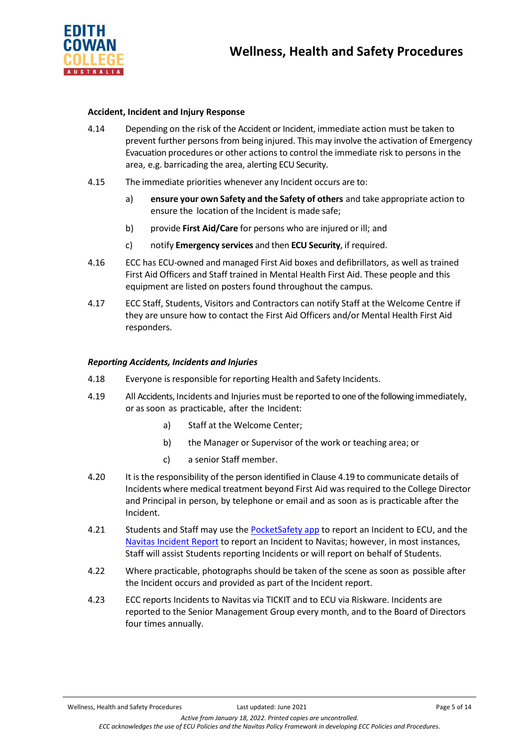**Accident, Incident and Injury Response**

4.14 Depending on the risk of the Accident or Incident, immediate action must be taken to prevent further persons from being injured. This may involve the activation of Emergency Evacuation procedures or other actions to control the immediate risk to persons in the area, e.g. barricading the area, alerting ECU Security.

4.15 The immediate priorities whenever any Incident occurs are to:

a) **ensure your own Safety and the Safety of others** and take appropriate action to ensure the location of the Incident is made safe;

b) provide **First Aid/Care** for persons who are injured or ill; and

c) notify **Emergency services** and then **ECU Security**, if required.

4.16 ECC has ECU-owned and managed First Aid boxes and defibrillators, as well as trained First Aid Officers and Staff trained in Mental Health First Aid. These people and this equipment are listed on posters found throughout the campus.

4.17 ECC Staff, Students, Visitors and Contractors can notify Staff at the Welcome Centre if they are unsure how to contact the First Aid Officers and/or Mental Health First Aid responders.

***Reporting Accidents, Incidents and Injuries***

4.18 Everyone is responsible for reporting Health and Safety Incidents.

4.19 All Accidents, Incidents and Injuries must be reported to one of the following immediately, or as soon as practicable, after the Incident:

a) Staff at the Welcome Center;

b) the Manager or Supervisor of the work or teaching area; or

c) a senior Staff member.

4.20 It is the responsibility of the person identified in Clause 4.19 to communicate details of Incidents where medical treatment beyond First Aid was required to the College Director and Principal in person, by telephone or email and as soon as is practicable after the Incident.

4.21 Students and Staff may use the PocketSafety app to report an Incident to ECU, and the Navitas Incident Report to report an Incident to Navitas; however, in most instances, Staff will assist Students reporting Incidents or will report on behalf of Students.

4.22 Where practicable, photographs should be taken of the scene as soon as possible after the Incident occurs and provided as part of the Incident report.

4.23 ECC reports Incidents to Navitas via TICKIT and to ECU via Riskware. Incidents are reported to the Senior Management Group every month, and to the Board of Directors four times annually.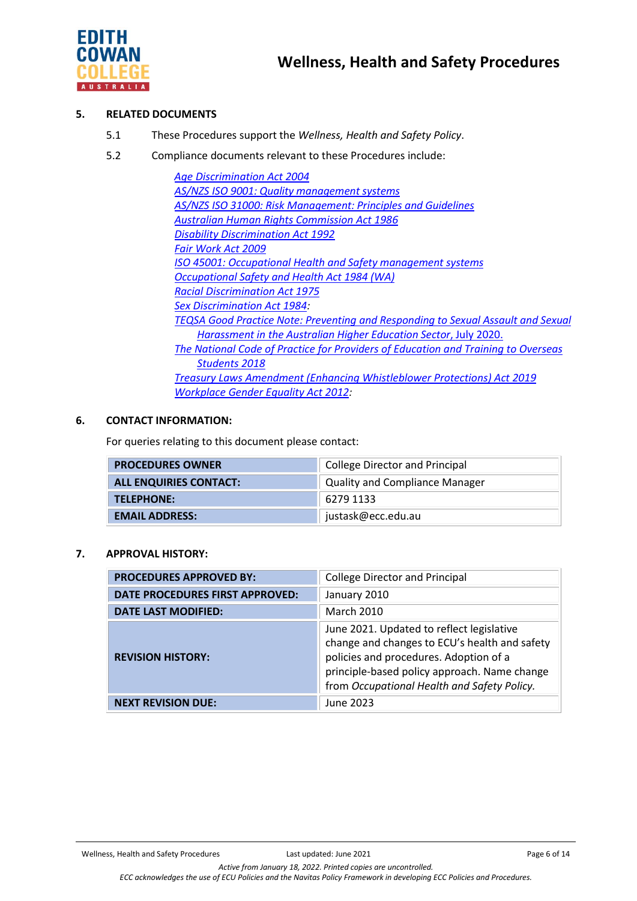## 5. RELATED DOCUMENTS

5.1 These Procedures support the *Wellness, Health and Safety Policy*.

5.2 Compliance documents relevant to these Procedures include:

*Age Discrimination Act 2004*
*AS/NZS ISO 9001: Quality management systems*
*AS/NZS ISO 31000: Risk Management: Principles and Guidelines*
*Australian Human Rights Commission Act 1986*
*Disability Discrimination Act 1992*
*Fair Work Act 2009*
*ISO 45001: Occupational Health and Safety management systems*
*Occupational Safety and Health Act 1984 (WA)*
*Racial Discrimination Act 1975*
*Sex Discrimination Act 1984*:
*TEQSA Good Practice Note: Preventing and Responding to Sexual Assault and Sexual Harassment in the Australian Higher Education Sector*, July 2020.
*The National Code of Practice for Providers of Education and Training to Overseas Students 2018*
*Treasury Laws Amendment (Enhancing Whistleblower Protections) Act 2019*
*Workplace Gender Equality Act 2012*:

## 6. CONTACT INFORMATION:

For queries relating to this document please contact:

| | |
|---|---|
| **PROCEDURES OWNER** | College Director and Principal |
| **ALL ENQUIRIES CONTACT:** | Quality and Compliance Manager |
| **TELEPHONE:** | 6279 1133 |
| **EMAIL ADDRESS:** | justask@ecc.edu.au |

## 7. APPROVAL HISTORY:

| | |
|---|---|
| **PROCEDURES APPROVED BY:** | College Director and Principal |
| **DATE PROCEDURES FIRST APPROVED:** | January 2010 |
| **DATE LAST MODIFIED:** | March 2010 |
| **REVISION HISTORY:** | June 2021. Updated to reflect legislative change and changes to ECU's health and safety policies and procedures. Adoption of a principle-based policy approach. Name change from *Occupational Health and Safety Policy.* |
| **NEXT REVISION DUE:** | June 2023 |

*Active from January 18, 2022. Printed copies are uncontrolled.*
*ECC acknowledges the use of ECU Policies and the Navitas Policy Framework in developing ECC Policies and Procedures.*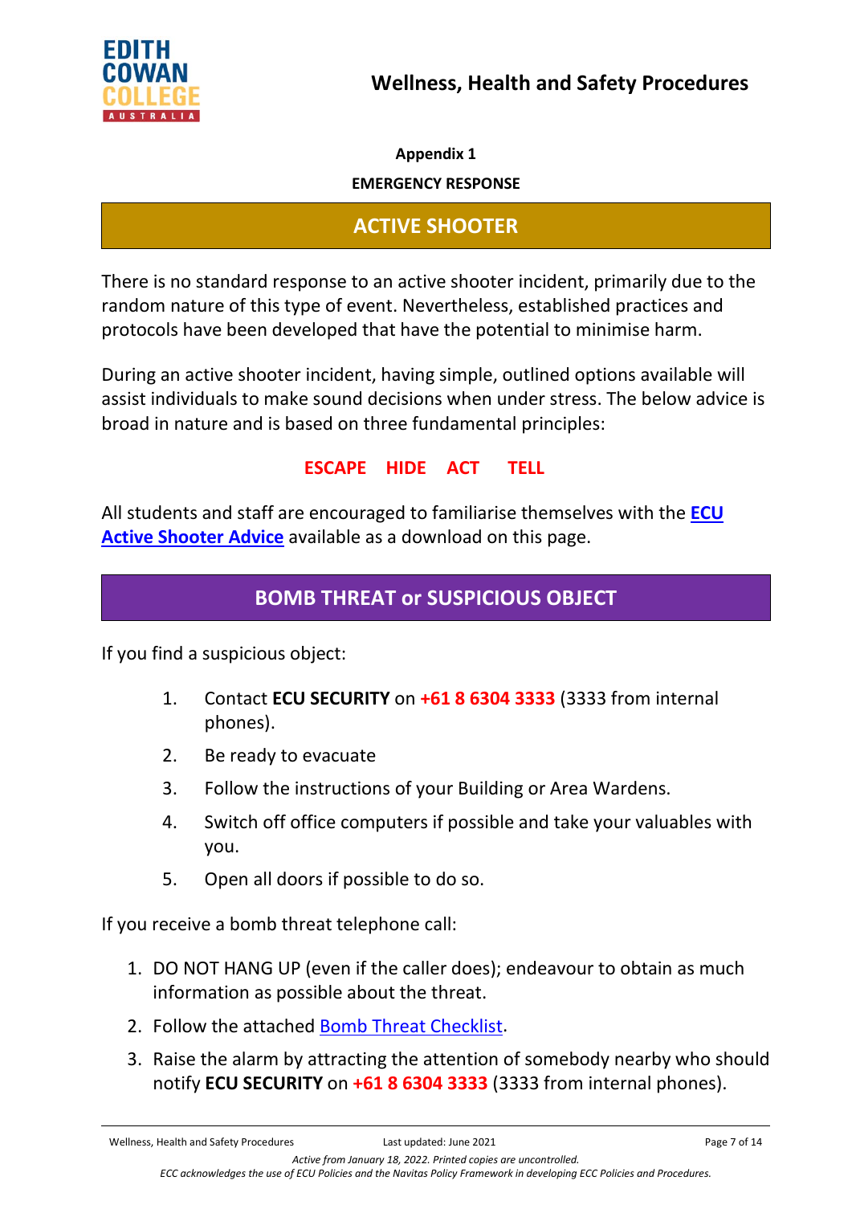**Appendix 1**

**EMERGENCY RESPONSE**

## ACTIVE SHOOTER

There is no standard response to an active shooter incident, primarily due to the random nature of this type of event. Nevertheless, established practices and protocols have been developed that have the potential to minimise harm.

During an active shooter incident, having simple, outlined options available will assist individuals to make sound decisions when under stress. The below advice is broad in nature and is based on three fundamental principles:

**ESCAPE HIDE ACT TELL**

All students and staff are encouraged to familiarise themselves with the **ECU Active Shooter Advice** available as a download on this page.

## BOMB THREAT or SUSPICIOUS OBJECT

If you find a suspicious object:

1. Contact **ECU SECURITY** on **+61 8 6304 3333** (3333 from internal phones).
2. Be ready to evacuate
3. Follow the instructions of your Building or Area Wardens.
4. Switch off office computers if possible and take your valuables with you.
5. Open all doors if possible to do so.

If you receive a bomb threat telephone call:

1. DO NOT HANG UP (even if the caller does); endeavour to obtain as much information as possible about the threat.
2. Follow the attached Bomb Threat Checklist.
3. Raise the alarm by attracting the attention of somebody nearby who should notify **ECU SECURITY** on **+61 8 6304 3333** (3333 from internal phones).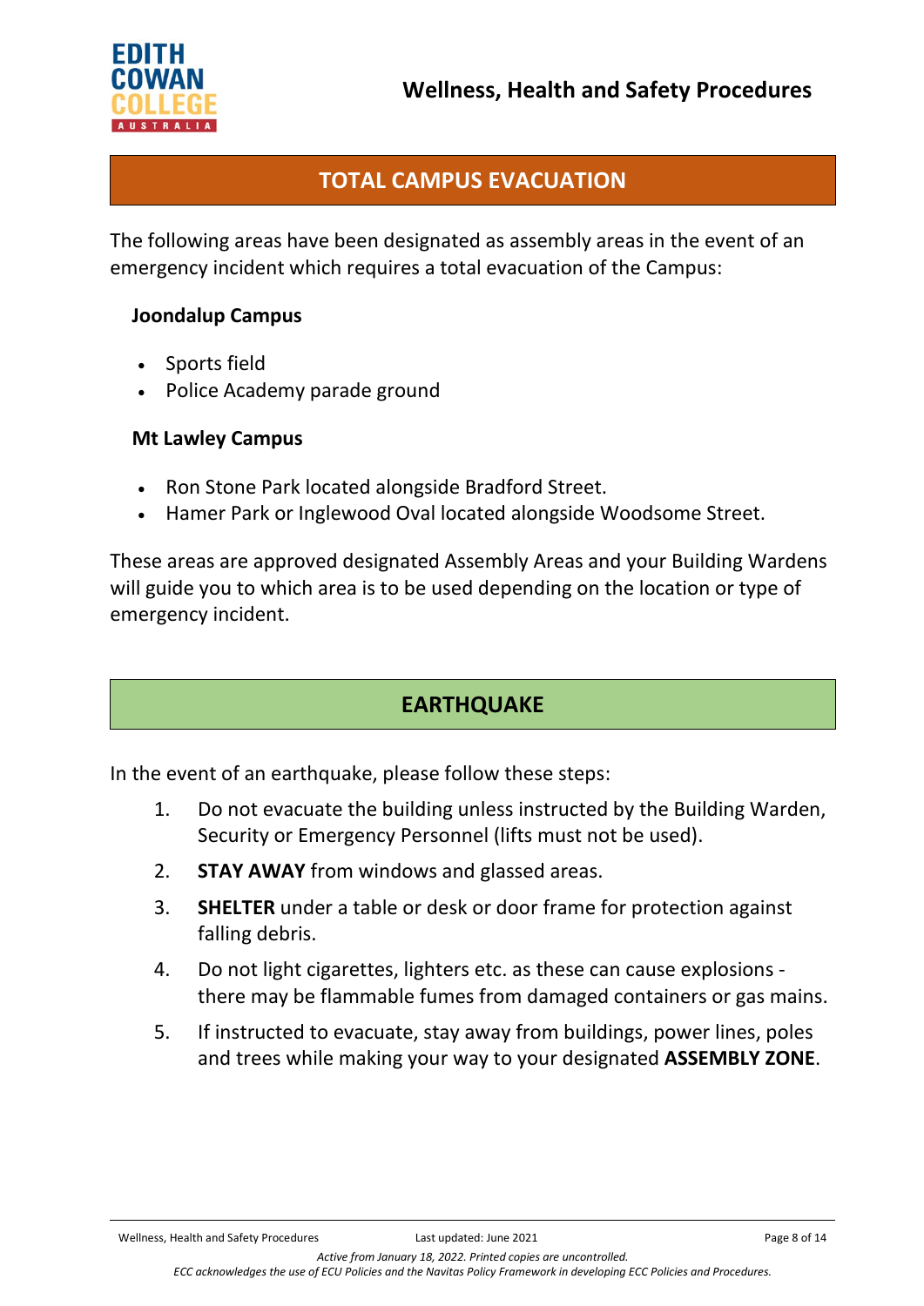## TOTAL CAMPUS EVACUATION

The following areas have been designated as assembly areas in the event of an emergency incident which requires a total evacuation of the Campus:

**Joondalup Campus**

- Sports field
- Police Academy parade ground

**Mt Lawley Campus**

- Ron Stone Park located alongside Bradford Street.
- Hamer Park or Inglewood Oval located alongside Woodsome Street.

These areas are approved designated Assembly Areas and your Building Wardens will guide you to which area is to be used depending on the location or type of emergency incident.

## EARTHQUAKE

In the event of an earthquake, please follow these steps:

1. Do not evacuate the building unless instructed by the Building Warden, Security or Emergency Personnel (lifts must not be used).
2. **STAY AWAY** from windows and glassed areas.
3. **SHELTER** under a table or desk or door frame for protection against falling debris.
4. Do not light cigarettes, lighters etc. as these can cause explosions - there may be flammable fumes from damaged containers or gas mains.
5. If instructed to evacuate, stay away from buildings, power lines, poles and trees while making your way to your designated **ASSEMBLY ZONE**.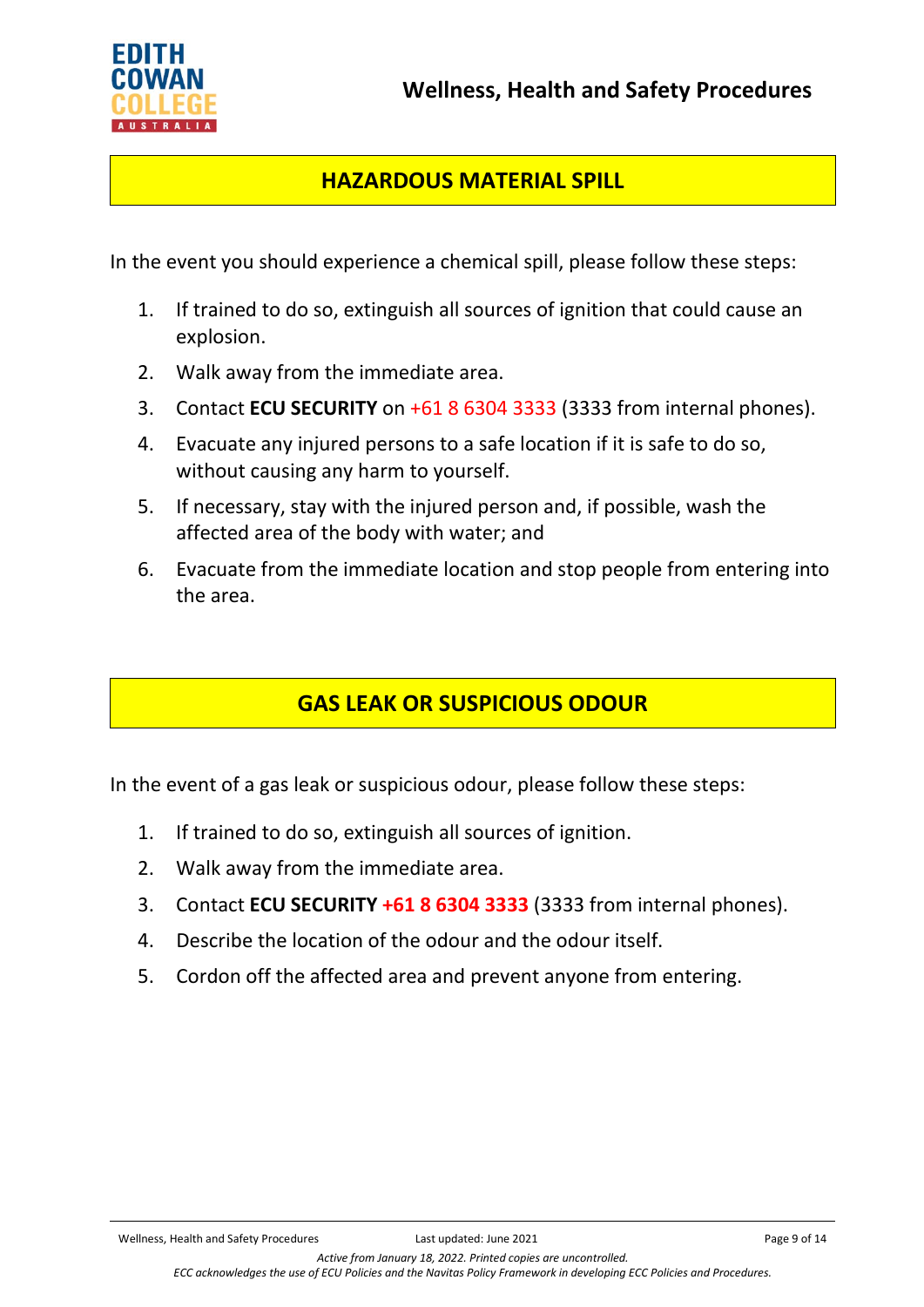## HAZARDOUS MATERIAL SPILL

In the event you should experience a chemical spill, please follow these steps:

1. If trained to do so, extinguish all sources of ignition that could cause an explosion.
2. Walk away from the immediate area.
3. Contact **ECU SECURITY** on +61 8 6304 3333 (3333 from internal phones).
4. Evacuate any injured persons to a safe location if it is safe to do so, without causing any harm to yourself.
5. If necessary, stay with the injured person and, if possible, wash the affected area of the body with water; and
6. Evacuate from the immediate location and stop people from entering into the area.

## GAS LEAK OR SUSPICIOUS ODOUR

In the event of a gas leak or suspicious odour, please follow these steps:

1. If trained to do so, extinguish all sources of ignition.
2. Walk away from the immediate area.
3. Contact **ECU SECURITY** **+61 8 6304 3333** (3333 from internal phones).
4. Describe the location of the odour and the odour itself.
5. Cordon off the affected area and prevent anyone from entering.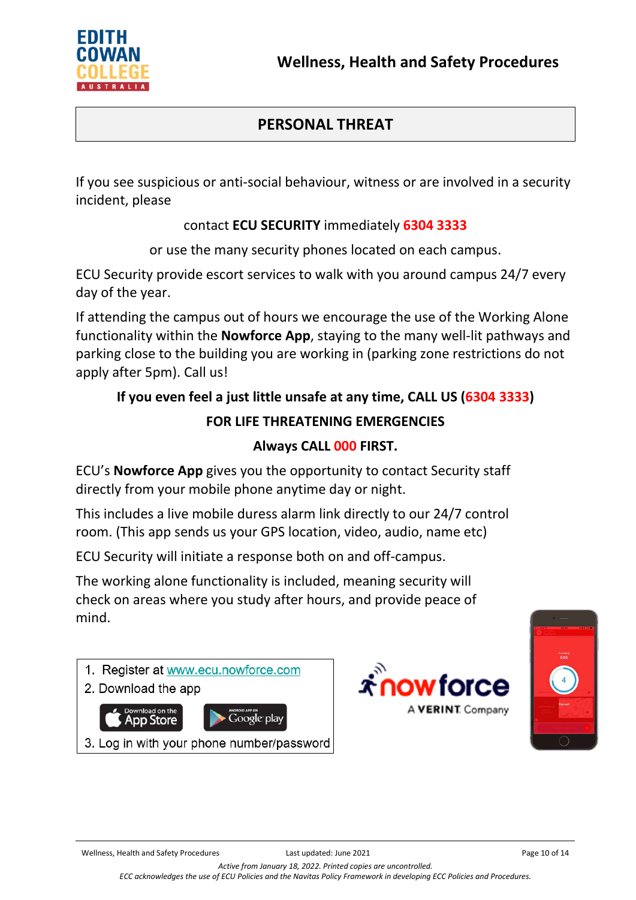## PERSONAL THREAT

If you see suspicious or anti-social behaviour, witness or are involved in a security incident, please

contact **ECU SECURITY** immediately **6304 3333**

or use the many security phones located on each campus.

ECU Security provide escort services to walk with you around campus 24/7 every day of the year.

If attending the campus out of hours we encourage the use of the Working Alone functionality within the **Nowforce App**, staying to the many well-lit pathways and parking close to the building you are working in (parking zone restrictions do not apply after 5pm). Call us!

**If you even feel a just little unsafe at any time, CALL US (6304 3333)**

**FOR LIFE THREATENING EMERGENCIES**

**Always CALL 000 FIRST.**

ECU's **Nowforce App** gives you the opportunity to contact Security staff directly from your mobile phone anytime day or night.

This includes a live mobile duress alarm link directly to our 24/7 control room. (This app sends us your GPS location, video, audio, name etc)

ECU Security will initiate a response both on and off-campus.

The working alone functionality is included, meaning security will check on areas where you study after hours, and provide peace of mind.

1. Register at www.ecu.nowforce.com
2. Download the app
3. Log in with your phone number/password

nowforce – A VERINT Company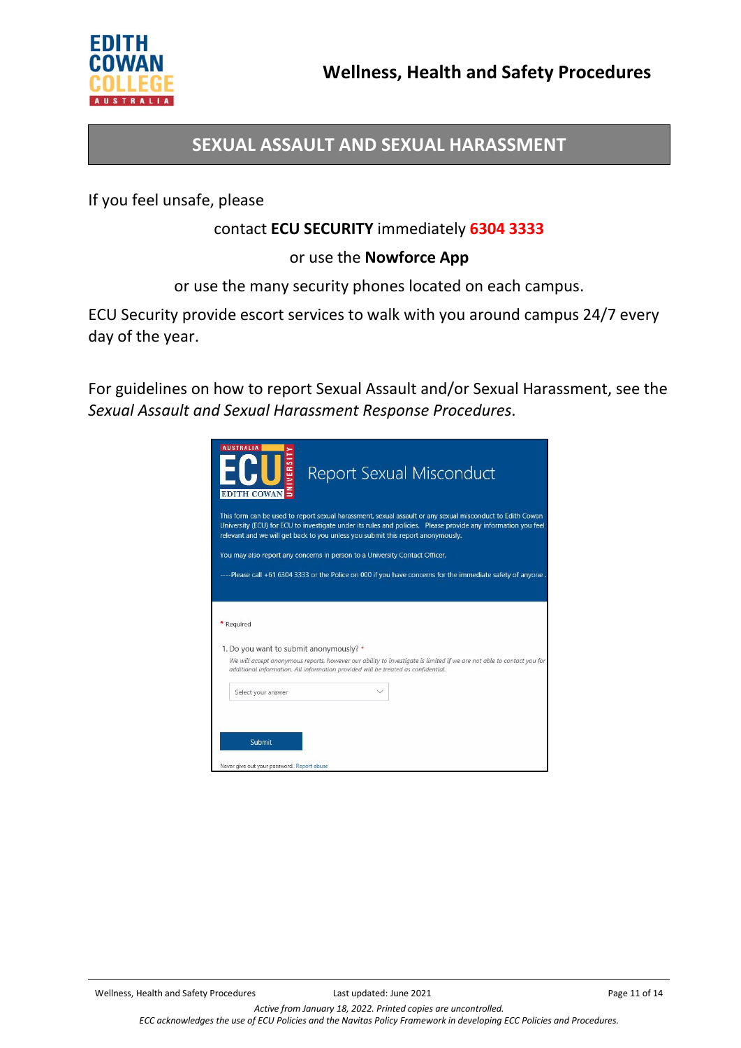## SEXUAL ASSAULT AND SEXUAL HARASSMENT

If you feel unsafe, please

contact **ECU SECURITY** immediately **6304 3333**

or use the **Nowforce App**

or use the many security phones located on each campus.

ECU Security provide escort services to walk with you around campus 24/7 every day of the year.

For guidelines on how to report Sexual Assault and/or Sexual Harassment, see the *Sexual Assault and Sexual Harassment Response Procedures*.

Report Sexual Misconduct

This form can be used to report sexual harassment, sexual assault or any sexual misconduct to Edith Cowan University (ECU) for ECU to investigate under its rules and policies. Please provide any information you feel relevant and we will get back to you unless you submit this report anonymously.

You may also report any concerns in person to a University Contact Officer.

----Please call +61 6304 3333 or the Police on 000 if you have concerns for the immediate safety of anyone.

\* Required

1. Do you want to submit anonymously? *

*We will accept anonymous reports, however our ability to investigate is limited if we are not able to contact you for additional information. All information provided will be treated as confidential.*

Select your answer

Submit

Never give out your password. Report abuse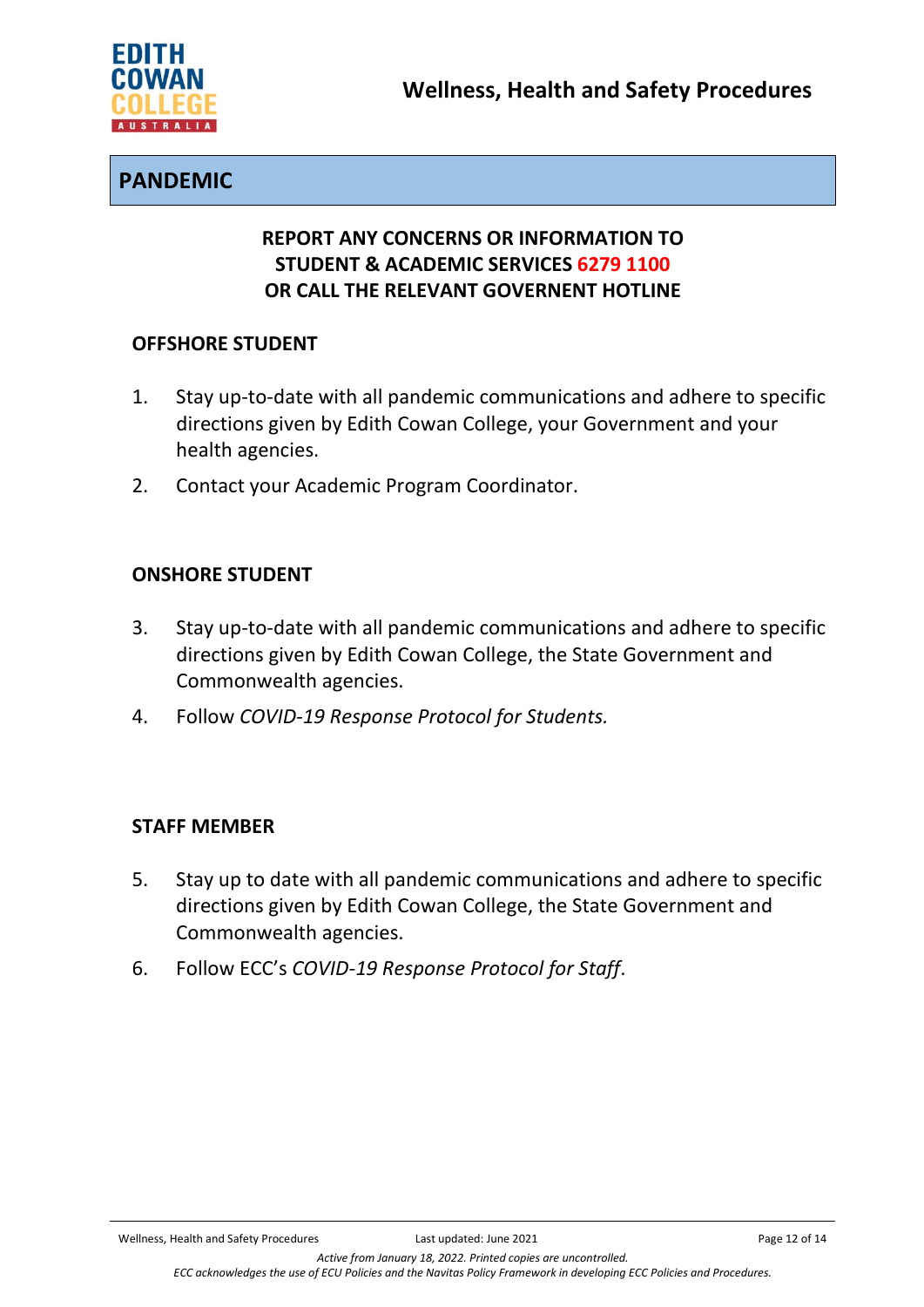## PANDEMIC

**REPORT ANY CONCERNS OR INFORMATION TO STUDENT & ACADEMIC SERVICES 6279 1100 OR CALL THE RELEVANT GOVERNENT HOTLINE**

### OFFSHORE STUDENT

1. Stay up-to-date with all pandemic communications and adhere to specific directions given by Edith Cowan College, your Government and your health agencies.
2. Contact your Academic Program Coordinator.

### ONSHORE STUDENT

3. Stay up-to-date with all pandemic communications and adhere to specific directions given by Edith Cowan College, the State Government and Commonwealth agencies.
4. Follow *COVID-19 Response Protocol for Students.*

### STAFF MEMBER

5. Stay up to date with all pandemic communications and adhere to specific directions given by Edith Cowan College, the State Government and Commonwealth agencies.
6. Follow ECC's *COVID-19 Response Protocol for Staff*.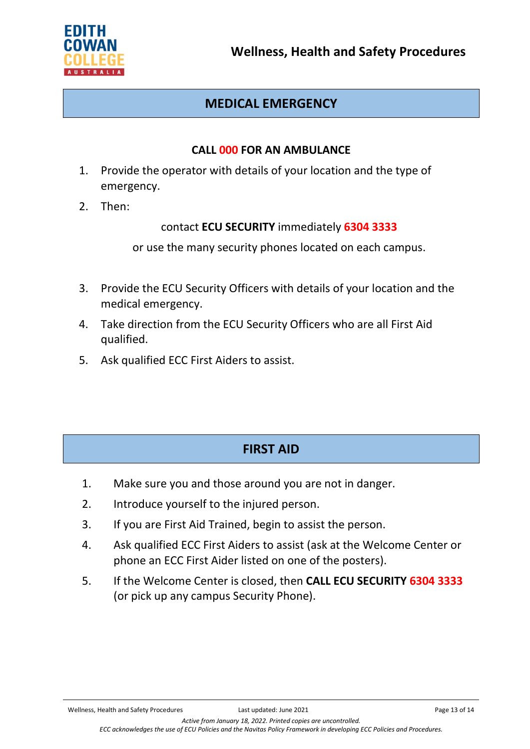## MEDICAL EMERGENCY

**CALL 000 FOR AN AMBULANCE**

1. Provide the operator with details of your location and the type of emergency.
2. Then:

   contact **ECU SECURITY** immediately **6304 3333**

   or use the many security phones located on each campus.

3. Provide the ECU Security Officers with details of your location and the medical emergency.
4. Take direction from the ECU Security Officers who are all First Aid qualified.
5. Ask qualified ECC First Aiders to assist.

## FIRST AID

1. Make sure you and those around you are not in danger.
2. Introduce yourself to the injured person.
3. If you are First Aid Trained, begin to assist the person.
4. Ask qualified ECC First Aiders to assist (ask at the Welcome Center or phone an ECC First Aider listed on one of the posters).
5. If the Welcome Center is closed, then **CALL ECU SECURITY 6304 3333** (or pick up any campus Security Phone).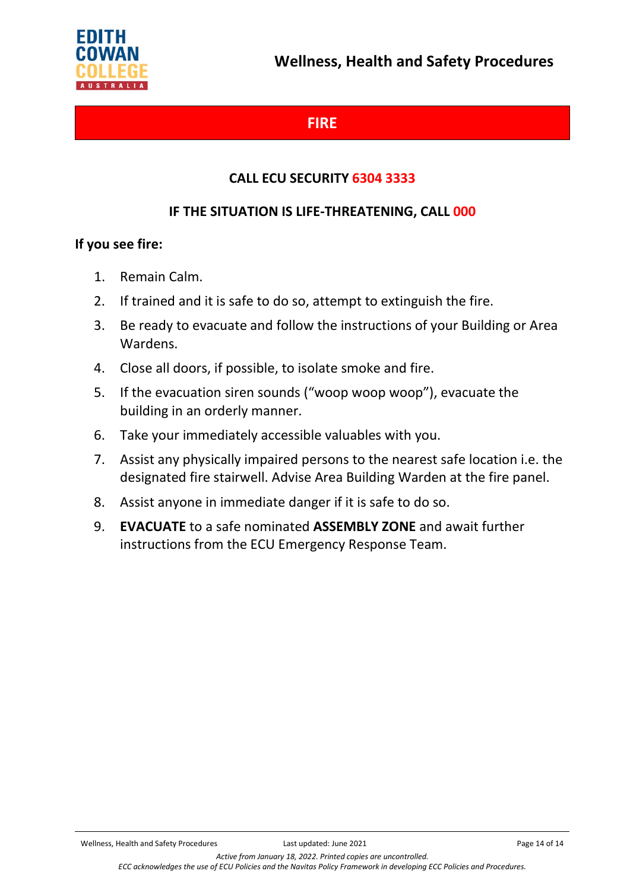## FIRE

**CALL ECU SECURITY 6304 3333**

**IF THE SITUATION IS LIFE-THREATENING, CALL 000**

**If you see fire:**

1. Remain Calm.
2. If trained and it is safe to do so, attempt to extinguish the fire.
3. Be ready to evacuate and follow the instructions of your Building or Area Wardens.
4. Close all doors, if possible, to isolate smoke and fire.
5. If the evacuation siren sounds ("woop woop woop"), evacuate the building in an orderly manner.
6. Take your immediately accessible valuables with you.
7. Assist any physically impaired persons to the nearest safe location i.e. the designated fire stairwell. Advise Area Building Warden at the fire panel.
8. Assist anyone in immediate danger if it is safe to do so.
9. **EVACUATE** to a safe nominated **ASSEMBLY ZONE** and await further instructions from the ECU Emergency Response Team.